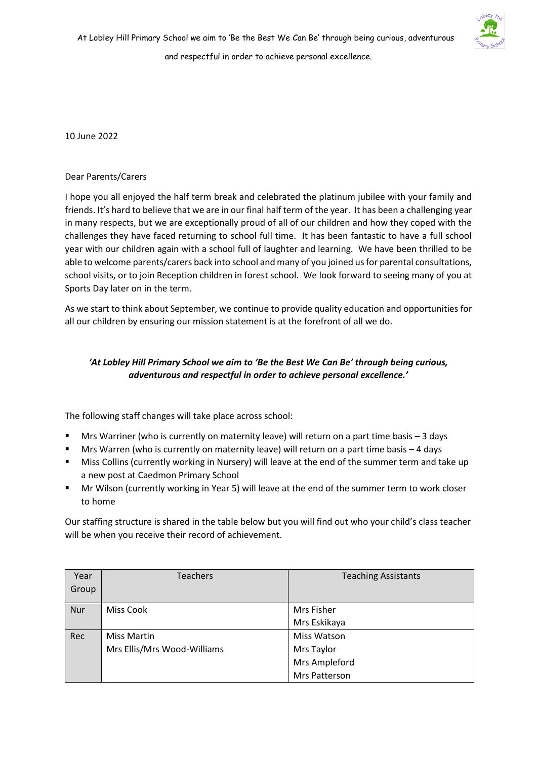At Lobley Hill Primary School we aim to 'Be the Best We Can Be' through being curious, adventurous and respectful in order to achieve personal excellence.

10 June 2022

Dear Parents/Carers

I hope you all enjoyed the half term break and celebrated the platinum jubilee with your family and friends. It's hard to believe that we are in our final half term of the year. It has been a challenging year in many respects, but we are exceptionally proud of all of our children and how they coped with the challenges they have faced returning to school full time. It has been fantastic to have a full school year with our children again with a school full of laughter and learning. We have been thrilled to be able to welcome parents/carers back into school and many of you joined us for parental consultations, school visits, or to join Reception children in forest school. We look forward to seeing many of you at Sports Day later on in the term.

As we start to think about September, we continue to provide quality education and opportunities for all our children by ensuring our mission statement is at the forefront of all we do.

***'At Lobley Hill Primary School we aim to 'Be the Best We Can Be' through being curious, adventurous and respectful in order to achieve personal excellence.'***

The following staff changes will take place across school:

- Mrs Warriner (who is currently on maternity leave) will return on a part time basis – 3 days
- Mrs Warren (who is currently on maternity leave) will return on a part time basis – 4 days
- Miss Collins (currently working in Nursery) will leave at the end of the summer term and take up a new post at Caedmon Primary School
- Mr Wilson (currently working in Year 5) will leave at the end of the summer term to work closer to home

Our staffing structure is shared in the table below but you will find out who your child's class teacher will be when you receive their record of achievement.

| Year Group | Teachers | Teaching Assistants |
|---|---|---|
| Nur | Miss Cook | Mrs Fisher<br>Mrs Eskikaya |
| Rec | Miss Martin<br>Mrs Ellis/Mrs Wood-Williams | Miss Watson<br>Mrs Taylor<br>Mrs Ampleford<br>Mrs Patterson |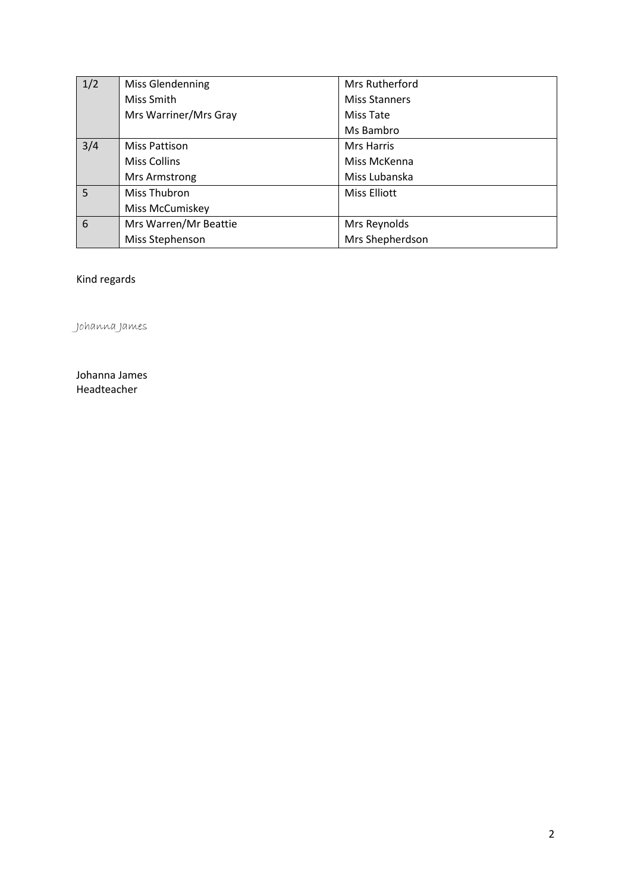| | | |
|---|---|---|
| 1/2 | Miss Glendenning<br>Miss Smith<br>Mrs Warriner/Mrs Gray | Mrs Rutherford<br>Miss Stanners<br>Miss Tate<br>Ms Bambro |
| 3/4 | Miss Pattison<br>Miss Collins<br>Mrs Armstrong | Mrs Harris<br>Miss McKenna<br>Miss Lubanska |
| 5 | Miss Thubron<br>Miss McCumiskey | Miss Elliott |
| 6 | Mrs Warren/Mr Beattie<br>Miss Stephenson | Mrs Reynolds<br>Mrs Shepherdson |

Kind regards

*Johanna James*

Johanna James  
Headteacher